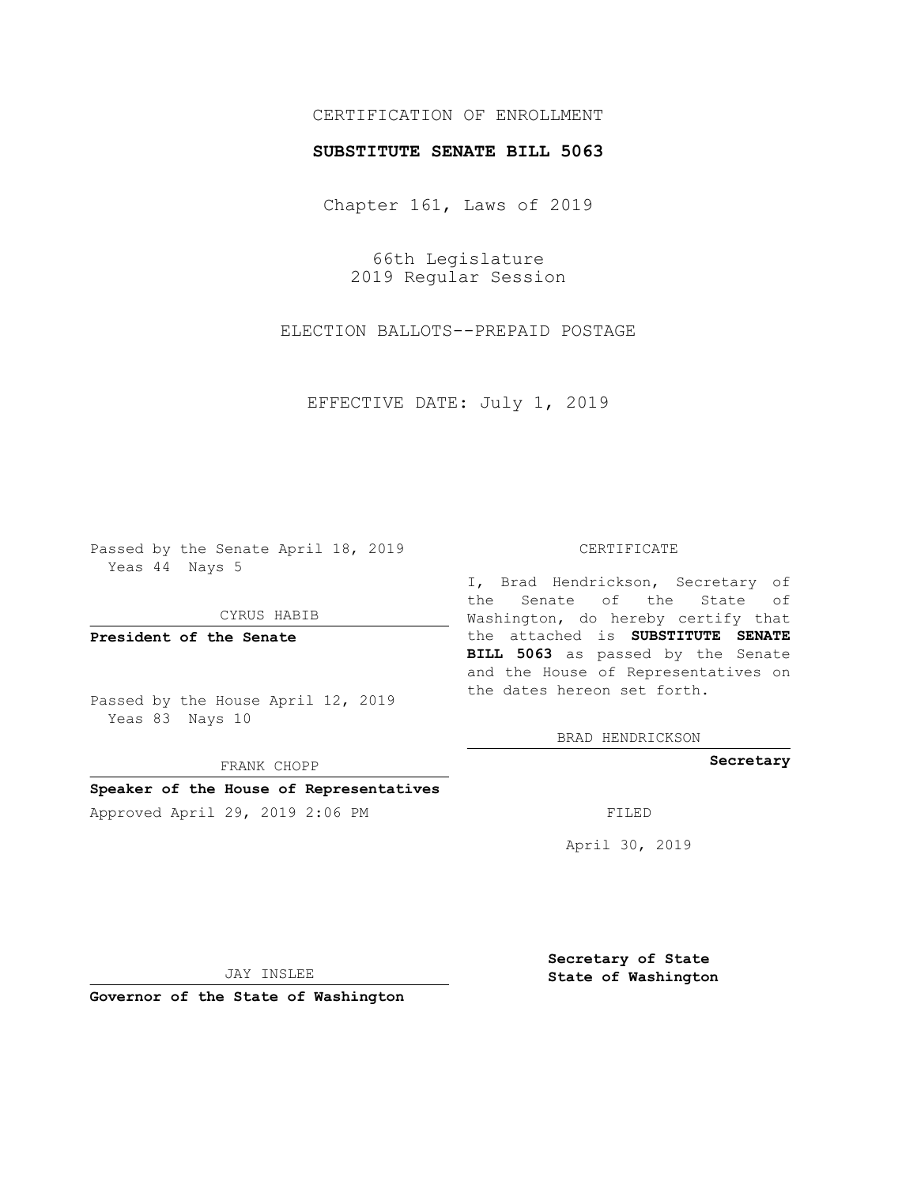CERTIFICATION OF ENROLLMENT

**SUBSTITUTE SENATE BILL 5063**

Chapter 161, Laws of 2019

66th Legislature
2019 Regular Session

ELECTION BALLOTS--PREPAID POSTAGE

EFFECTIVE DATE: July 1, 2019

Passed by the Senate April 18, 2019
Yeas 44 Nays 5

CYRUS HABIB

**President of the Senate**

Passed by the House April 12, 2019
Yeas 83 Nays 10

FRANK CHOPP

**Speaker of the House of Representatives**

Approved April 29, 2019 2:06 PM

JAY INSLEE

**Governor of the State of Washington**

CERTIFICATE

I, Brad Hendrickson, Secretary of the Senate of the State of Washington, do hereby certify that the attached is **SUBSTITUTE SENATE BILL 5063** as passed by the Senate and the House of Representatives on the dates hereon set forth.

BRAD HENDRICKSON

**Secretary**

FILED

April 30, 2019

**Secretary of State**
**State of Washington**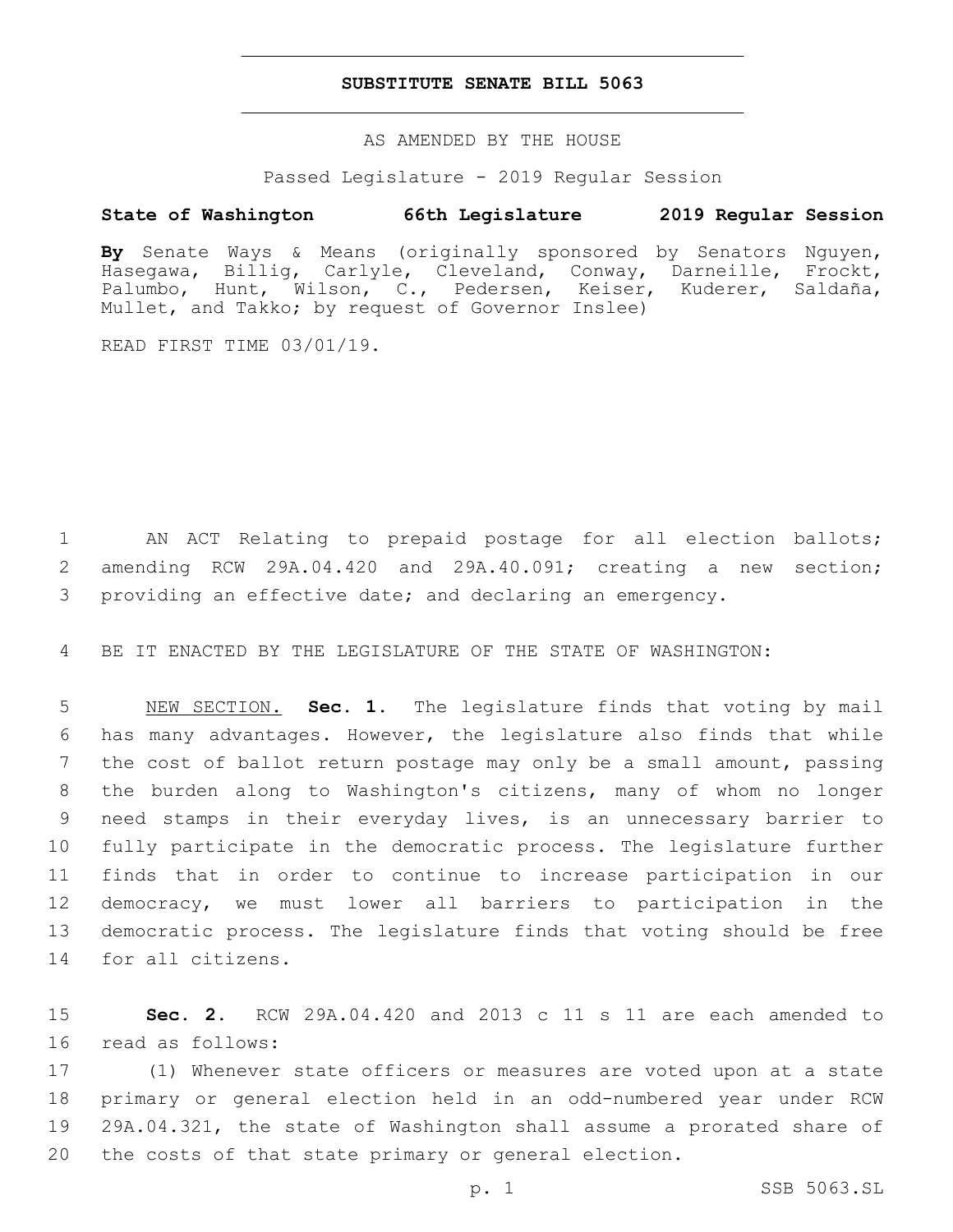## SUBSTITUTE SENATE BILL 5063

AS AMENDED BY THE HOUSE

Passed Legislature - 2019 Regular Session

**State of Washington 66th Legislature 2019 Regular Session**

**By** Senate Ways & Means (originally sponsored by Senators Nguyen, Hasegawa, Billig, Carlyle, Cleveland, Conway, Darneille, Frockt, Palumbo, Hunt, Wilson, C., Pedersen, Keiser, Kuderer, Saldaña, Mullet, and Takko; by request of Governor Inslee)

READ FIRST TIME 03/01/19.

1 AN ACT Relating to prepaid postage for all election ballots; 2 amending RCW 29A.04.420 and 29A.40.091; creating a new section; 3 providing an effective date; and declaring an emergency.

4 BE IT ENACTED BY THE LEGISLATURE OF THE STATE OF WASHINGTON:

5 NEW SECTION. **Sec. 1.** The legislature finds that voting by mail 6 has many advantages. However, the legislature also finds that while 7 the cost of ballot return postage may only be a small amount, passing 8 the burden along to Washington's citizens, many of whom no longer 9 need stamps in their everyday lives, is an unnecessary barrier to 10 fully participate in the democratic process. The legislature further 11 finds that in order to continue to increase participation in our 12 democracy, we must lower all barriers to participation in the 13 democratic process. The legislature finds that voting should be free 14 for all citizens.

15 **Sec. 2.** RCW 29A.04.420 and 2013 c 11 s 11 are each amended to 16 read as follows:

17 (1) Whenever state officers or measures are voted upon at a state 18 primary or general election held in an odd-numbered year under RCW 19 29A.04.321, the state of Washington shall assume a prorated share of 20 the costs of that state primary or general election.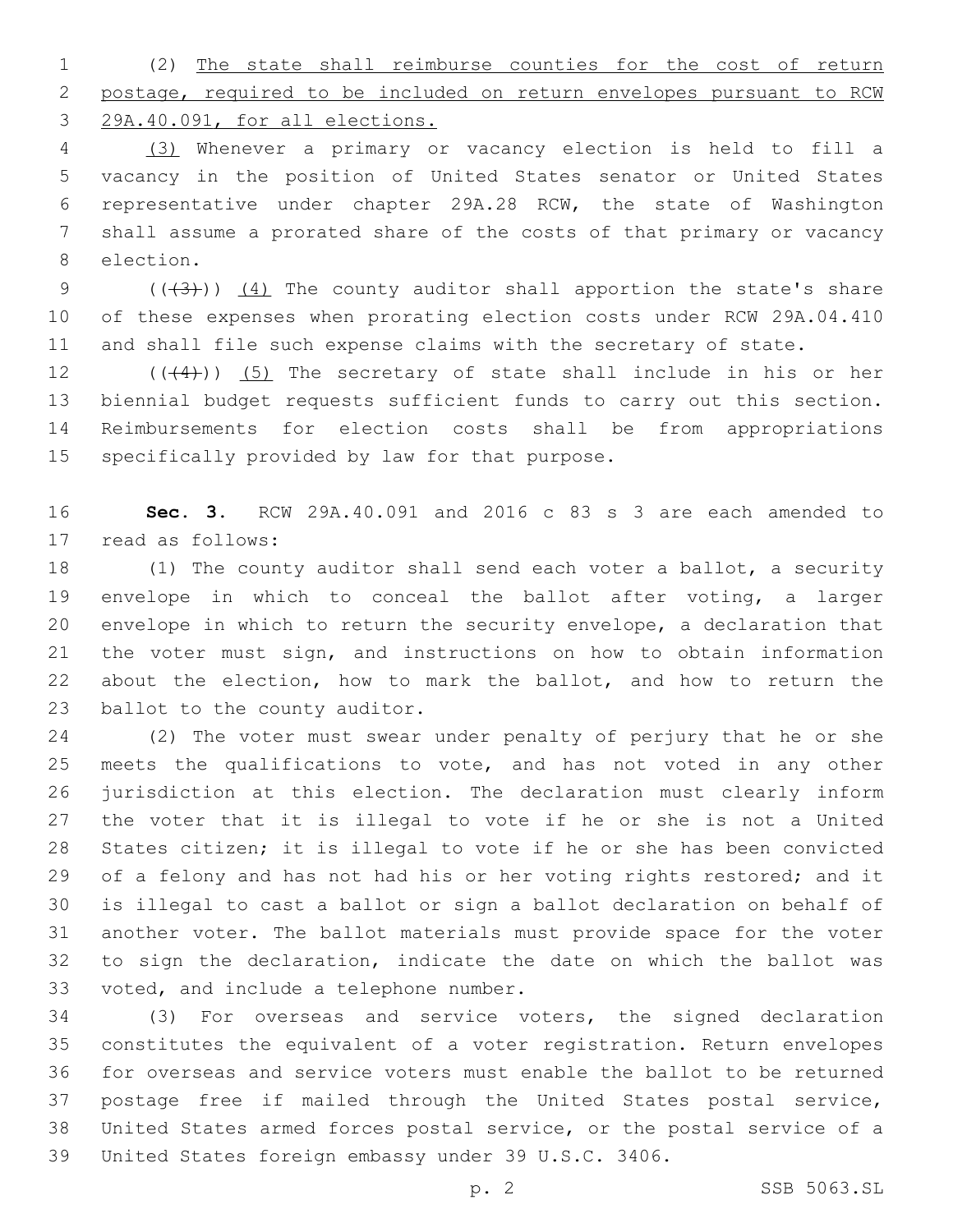(2) <u>The state shall reimburse counties for the cost of return postage, required to be included on return envelopes pursuant to RCW 29A.40.091, for all elections.</u>

<u>(3)</u> Whenever a primary or vacancy election is held to fill a vacancy in the position of United States senator or United States representative under chapter 29A.28 RCW, the state of Washington shall assume a prorated share of the costs of that primary or vacancy election.

~~((3))~~ <u>(4)</u> The county auditor shall apportion the state's share of these expenses when prorating election costs under RCW 29A.04.410 and shall file such expense claims with the secretary of state.

~~((4))~~ <u>(5)</u> The secretary of state shall include in his or her biennial budget requests sufficient funds to carry out this section. Reimbursements for election costs shall be from appropriations specifically provided by law for that purpose.

**Sec. 3.** RCW 29A.40.091 and 2016 c 83 s 3 are each amended to read as follows:

(1) The county auditor shall send each voter a ballot, a security envelope in which to conceal the ballot after voting, a larger envelope in which to return the security envelope, a declaration that the voter must sign, and instructions on how to obtain information about the election, how to mark the ballot, and how to return the ballot to the county auditor.

(2) The voter must swear under penalty of perjury that he or she meets the qualifications to vote, and has not voted in any other jurisdiction at this election. The declaration must clearly inform the voter that it is illegal to vote if he or she is not a United States citizen; it is illegal to vote if he or she has been convicted of a felony and has not had his or her voting rights restored; and it is illegal to cast a ballot or sign a ballot declaration on behalf of another voter. The ballot materials must provide space for the voter to sign the declaration, indicate the date on which the ballot was voted, and include a telephone number.

(3) For overseas and service voters, the signed declaration constitutes the equivalent of a voter registration. Return envelopes for overseas and service voters must enable the ballot to be returned postage free if mailed through the United States postal service, United States armed forces postal service, or the postal service of a United States foreign embassy under 39 U.S.C. 3406.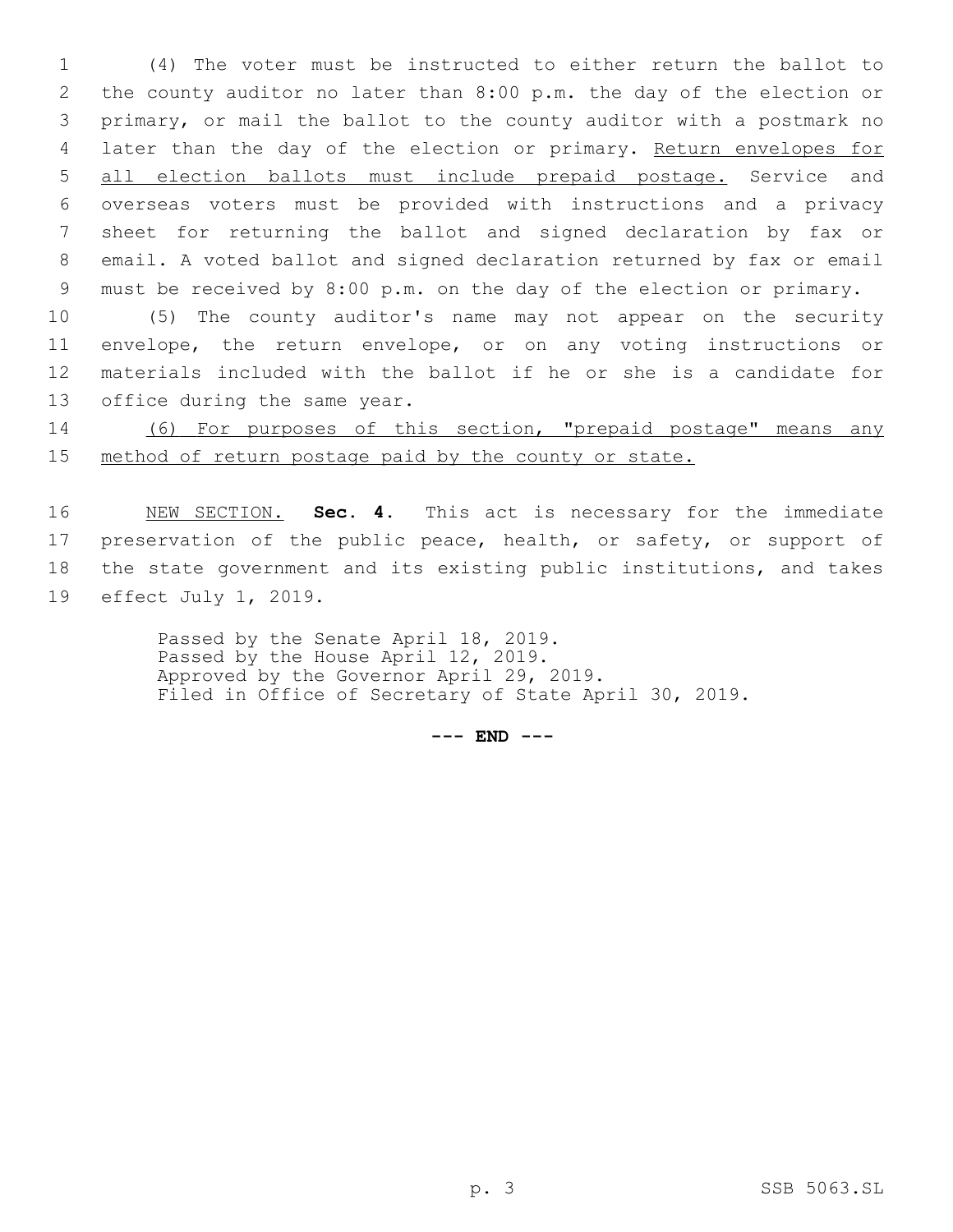(4) The voter must be instructed to either return the ballot to the county auditor no later than 8:00 p.m. the day of the election or primary, or mail the ballot to the county auditor with a postmark no later than the day of the election or primary. Return envelopes for all election ballots must include prepaid postage. Service and overseas voters must be provided with instructions and a privacy sheet for returning the ballot and signed declaration by fax or email. A voted ballot and signed declaration returned by fax or email must be received by 8:00 p.m. on the day of the election or primary.

(5) The county auditor's name may not appear on the security envelope, the return envelope, or on any voting instructions or materials included with the ballot if he or she is a candidate for office during the same year.

(6) For purposes of this section, "prepaid postage" means any method of return postage paid by the county or state.

NEW SECTION. **Sec. 4.** This act is necessary for the immediate preservation of the public peace, health, or safety, or support of the state government and its existing public institutions, and takes effect July 1, 2019.

Passed by the Senate April 18, 2019.
Passed by the House April 12, 2019.
Approved by the Governor April 29, 2019.
Filed in Office of Secretary of State April 30, 2019.

**--- END ---**